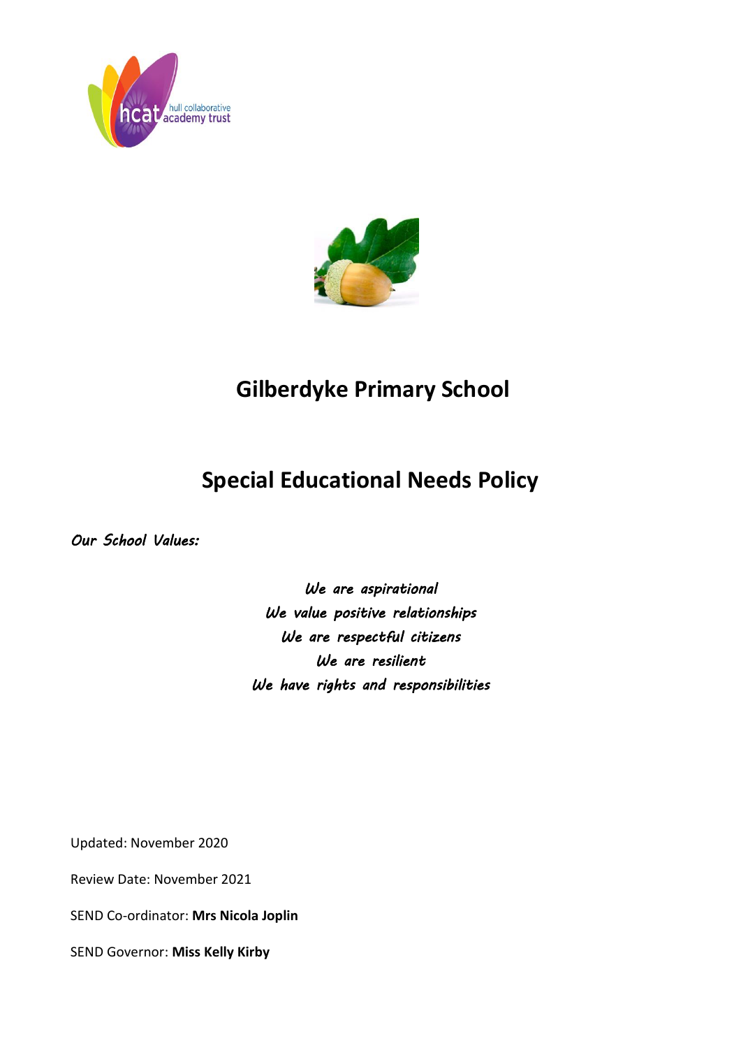# Gilberdyke Primary School

# Special Educational Needs Policy

*Our School Values:*

*We are aspirational*
*We value positive relationships*
*We are respectful citizens*
*We are resilient*
*We have rights and responsibilities*

Updated: November 2020

Review Date: November 2021

SEND Co-ordinator: **Mrs Nicola Joplin**

SEND Governor: **Miss Kelly Kirby**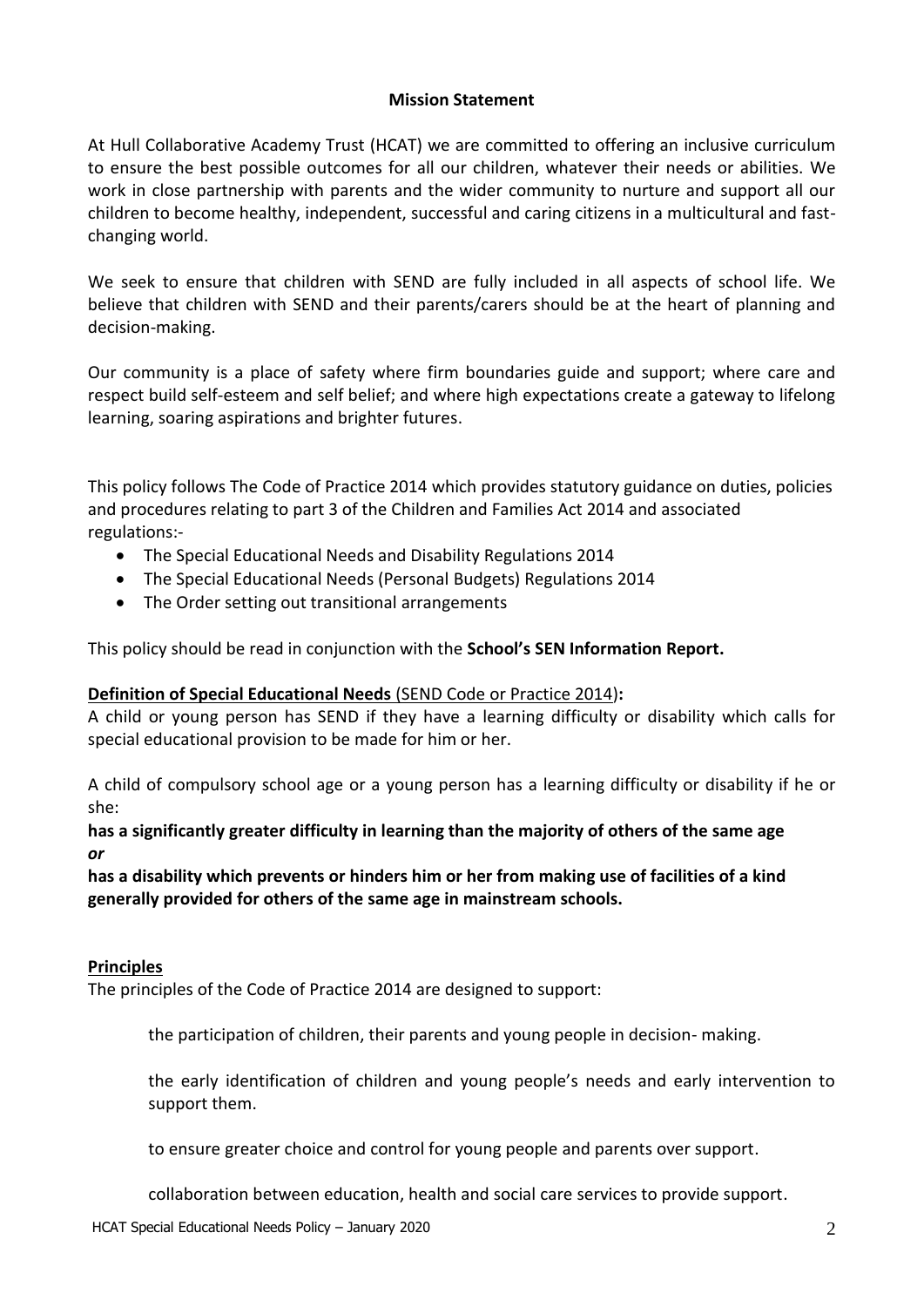## Mission Statement

At Hull Collaborative Academy Trust (HCAT) we are committed to offering an inclusive curriculum to ensure the best possible outcomes for all our children, whatever their needs or abilities. We work in close partnership with parents and the wider community to nurture and support all our children to become healthy, independent, successful and caring citizens in a multicultural and fast-changing world.

We seek to ensure that children with SEND are fully included in all aspects of school life. We believe that children with SEND and their parents/carers should be at the heart of planning and decision-making.

Our community is a place of safety where firm boundaries guide and support; where care and respect build self-esteem and self belief; and where high expectations create a gateway to lifelong learning, soaring aspirations and brighter futures.

This policy follows The Code of Practice 2014 which provides statutory guidance on duties, policies and procedures relating to part 3 of the Children and Families Act 2014 and associated regulations:-

- The Special Educational Needs and Disability Regulations 2014
- The Special Educational Needs (Personal Budgets) Regulations 2014
- The Order setting out transitional arrangements

This policy should be read in conjunction with the **School's SEN Information Report.**

**Definition of Special Educational Needs** (SEND Code or Practice 2014)**:**

A child or young person has SEND if they have a learning difficulty or disability which calls for special educational provision to be made for him or her.

A child of compulsory school age or a young person has a learning difficulty or disability if he or she:

**has a significantly greater difficulty in learning than the majority of others of the same age**
***or***
**has a disability which prevents or hinders him or her from making use of facilities of a kind generally provided for others of the same age in mainstream schools.**

**Principles**

The principles of the Code of Practice 2014 are designed to support:

the participation of children, their parents and young people in decision- making.

the early identification of children and young people's needs and early intervention to support them.

to ensure greater choice and control for young people and parents over support.

collaboration between education, health and social care services to provide support.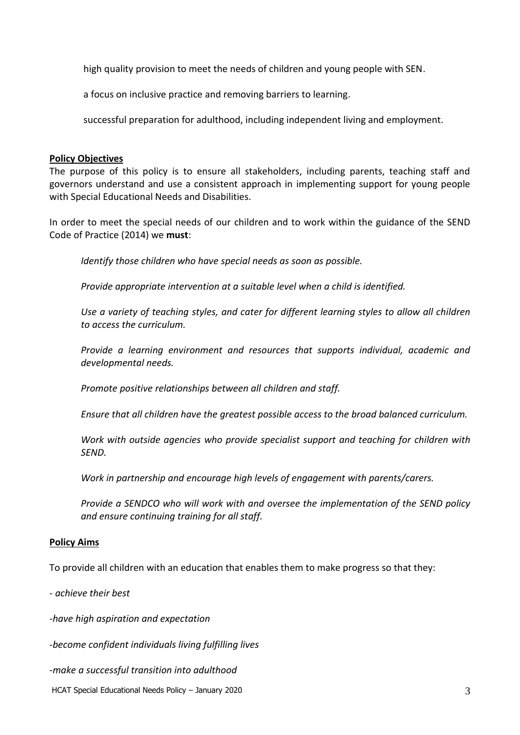high quality provision to meet the needs of children and young people with SEN.

a focus on inclusive practice and removing barriers to learning.

successful preparation for adulthood, including independent living and employment.

**Policy Objectives**

The purpose of this policy is to ensure all stakeholders, including parents, teaching staff and governors understand and use a consistent approach in implementing support for young people with Special Educational Needs and Disabilities.

In order to meet the special needs of our children and to work within the guidance of the SEND Code of Practice (2014) we **must**:

*Identify those children who have special needs as soon as possible.*

*Provide appropriate intervention at a suitable level when a child is identified.*

*Use a variety of teaching styles, and cater for different learning styles to allow all children to access the curriculum.*

*Provide a learning environment and resources that supports individual, academic and developmental needs.*

*Promote positive relationships between all children and staff.*

*Ensure that all children have the greatest possible access to the broad balanced curriculum.*

*Work with outside agencies who provide specialist support and teaching for children with SEND.*

*Work in partnership and encourage high levels of engagement with parents/carers.*

*Provide a SENDCO who will work with and oversee the implementation of the SEND policy and ensure continuing training for all staff.*

**Policy Aims**

To provide all children with an education that enables them to make progress so that they:

- *achieve their best*

-*have high aspiration and expectation*

-*become confident individuals living fulfilling lives*

-*make a successful transition into adulthood*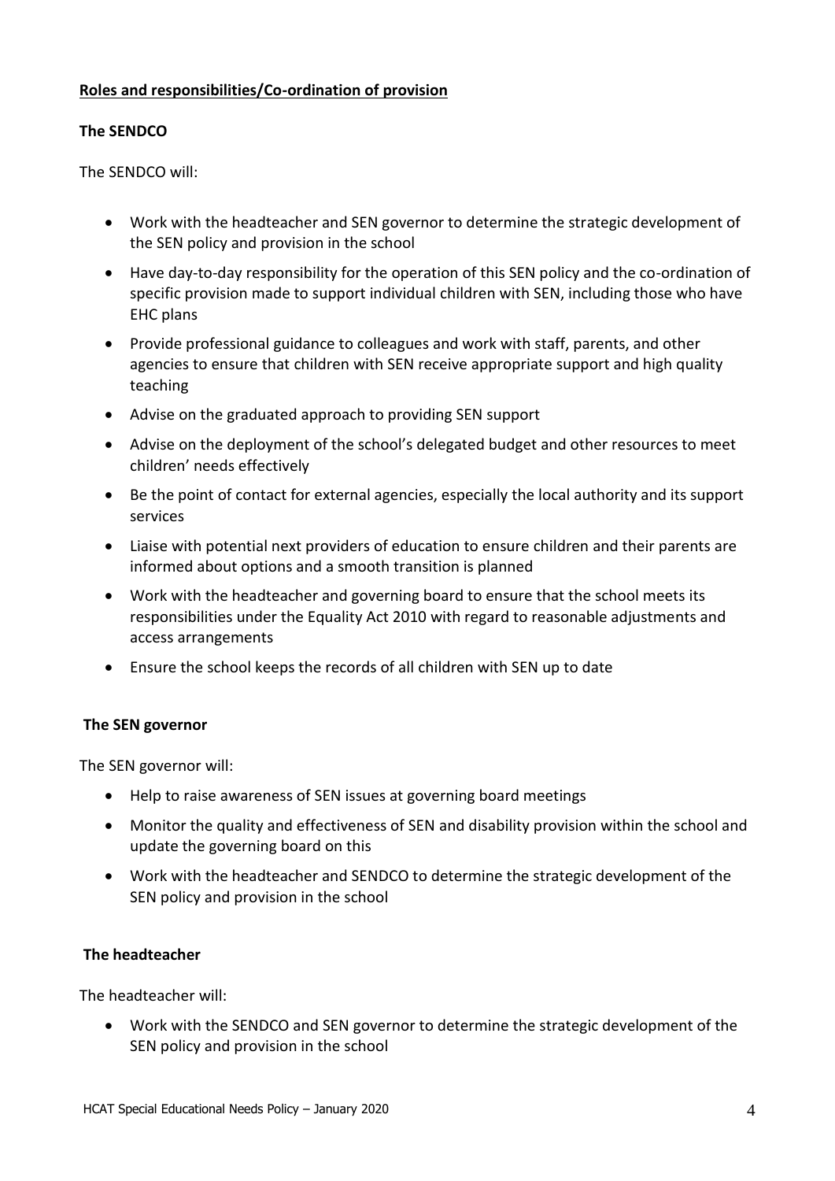## Roles and responsibilities/Co-ordination of provision

### The SENDCO

The SENDCO will:

- Work with the headteacher and SEN governor to determine the strategic development of the SEN policy and provision in the school
- Have day-to-day responsibility for the operation of this SEN policy and the co-ordination of specific provision made to support individual children with SEN, including those who have EHC plans
- Provide professional guidance to colleagues and work with staff, parents, and other agencies to ensure that children with SEN receive appropriate support and high quality teaching
- Advise on the graduated approach to providing SEN support
- Advise on the deployment of the school's delegated budget and other resources to meet children' needs effectively
- Be the point of contact for external agencies, especially the local authority and its support services
- Liaise with potential next providers of education to ensure children and their parents are informed about options and a smooth transition is planned
- Work with the headteacher and governing board to ensure that the school meets its responsibilities under the Equality Act 2010 with regard to reasonable adjustments and access arrangements
- Ensure the school keeps the records of all children with SEN up to date

### The SEN governor

The SEN governor will:

- Help to raise awareness of SEN issues at governing board meetings
- Monitor the quality and effectiveness of SEN and disability provision within the school and update the governing board on this
- Work with the headteacher and SENDCO to determine the strategic development of the SEN policy and provision in the school

### The headteacher

The headteacher will:

- Work with the SENDCO and SEN governor to determine the strategic development of the SEN policy and provision in the school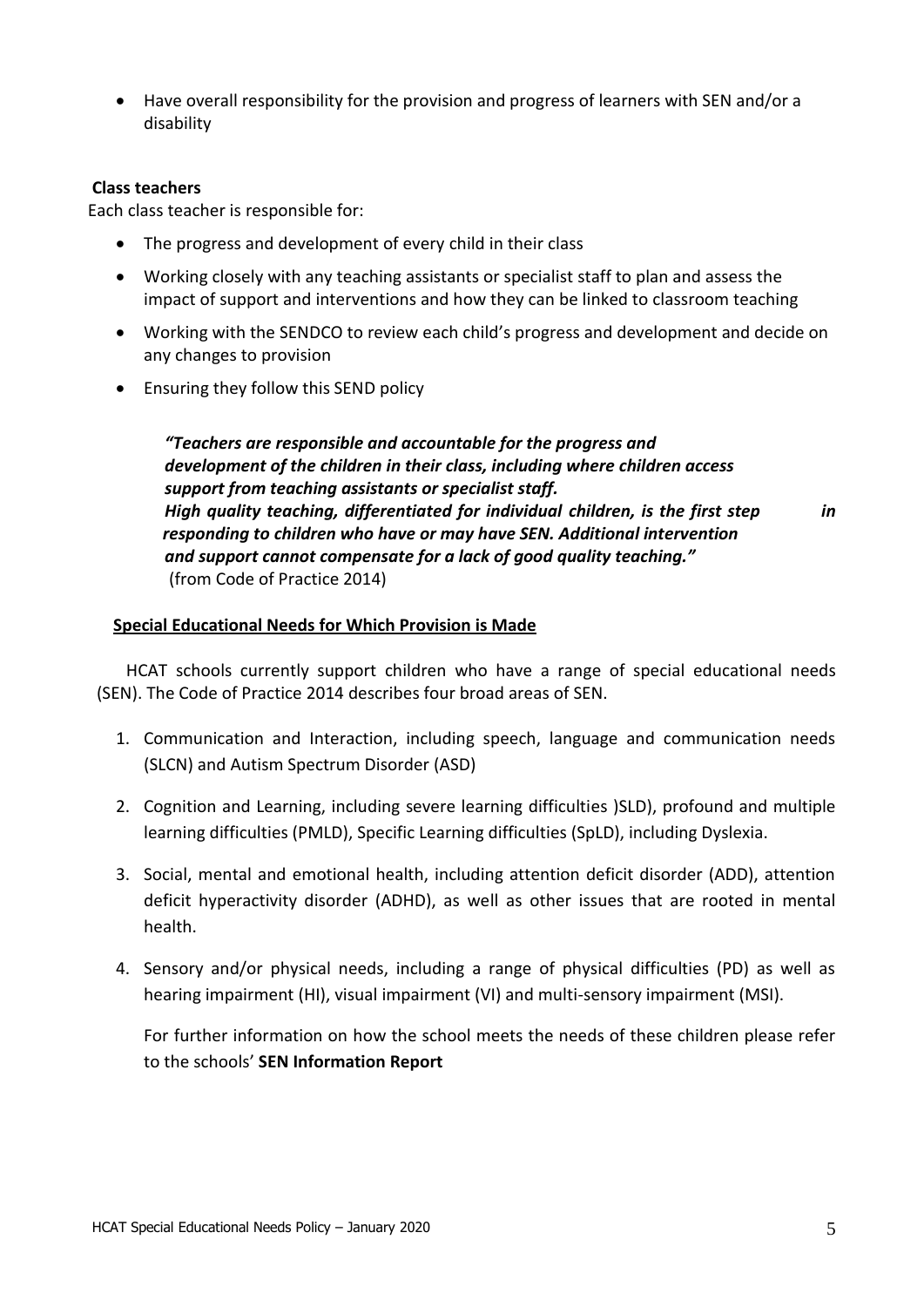- Have overall responsibility for the provision and progress of learners with SEN and/or a disability

**Class teachers**

Each class teacher is responsible for:

- The progress and development of every child in their class
- Working closely with any teaching assistants or specialist staff to plan and assess the impact of support and interventions and how they can be linked to classroom teaching
- Working with the SENDCO to review each child's progress and development and decide on any changes to provision
- Ensuring they follow this SEND policy

> ***"Teachers are responsible and accountable for the progress and development of the children in their class, including where children access support from teaching assistants or specialist staff. High quality teaching, differentiated for individual children, is the first step in responding to children who have or may have SEN. Additional intervention and support cannot compensate for a lack of good quality teaching."***
> (from Code of Practice 2014)

**Special Educational Needs for Which Provision is Made**

HCAT schools currently support children who have a range of special educational needs (SEN). The Code of Practice 2014 describes four broad areas of SEN.

1. Communication and Interaction, including speech, language and communication needs (SLCN) and Autism Spectrum Disorder (ASD)
2. Cognition and Learning, including severe learning difficulties )SLD), profound and multiple learning difficulties (PMLD), Specific Learning difficulties (SpLD), including Dyslexia.
3. Social, mental and emotional health, including attention deficit disorder (ADD), attention deficit hyperactivity disorder (ADHD), as well as other issues that are rooted in mental health.
4. Sensory and/or physical needs, including a range of physical difficulties (PD) as well as hearing impairment (HI), visual impairment (VI) and multi-sensory impairment (MSI).

For further information on how the school meets the needs of these children please refer to the schools' **SEN Information Report**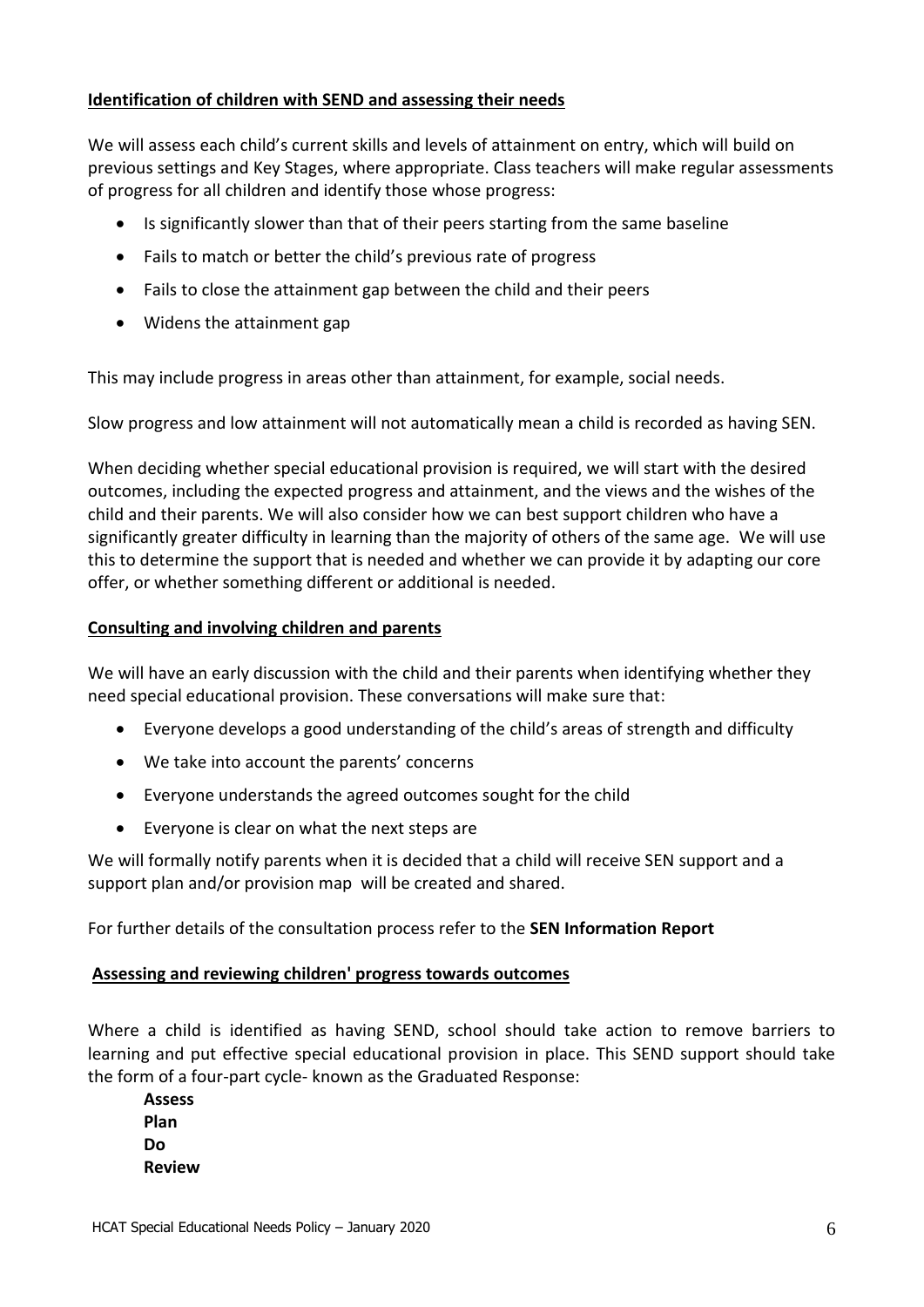## Identification of children with SEND and assessing their needs

We will assess each child's current skills and levels of attainment on entry, which will build on previous settings and Key Stages, where appropriate. Class teachers will make regular assessments of progress for all children and identify those whose progress:

- Is significantly slower than that of their peers starting from the same baseline
- Fails to match or better the child's previous rate of progress
- Fails to close the attainment gap between the child and their peers
- Widens the attainment gap

This may include progress in areas other than attainment, for example, social needs.

Slow progress and low attainment will not automatically mean a child is recorded as having SEN.

When deciding whether special educational provision is required, we will start with the desired outcomes, including the expected progress and attainment, and the views and the wishes of the child and their parents. We will also consider how we can best support children who have a significantly greater difficulty in learning than the majority of others of the same age. We will use this to determine the support that is needed and whether we can provide it by adapting our core offer, or whether something different or additional is needed.

## Consulting and involving children and parents

We will have an early discussion with the child and their parents when identifying whether they need special educational provision. These conversations will make sure that:

- Everyone develops a good understanding of the child's areas of strength and difficulty
- We take into account the parents' concerns
- Everyone understands the agreed outcomes sought for the child
- Everyone is clear on what the next steps are

We will formally notify parents when it is decided that a child will receive SEN support and a support plan and/or provision map will be created and shared.

For further details of the consultation process refer to the **SEN Information Report**

## Assessing and reviewing children' progress towards outcomes

Where a child is identified as having SEND, school should take action to remove barriers to learning and put effective special educational provision in place. This SEND support should take the form of a four-part cycle- known as the Graduated Response:

**Assess**
**Plan**
**Do**
**Review**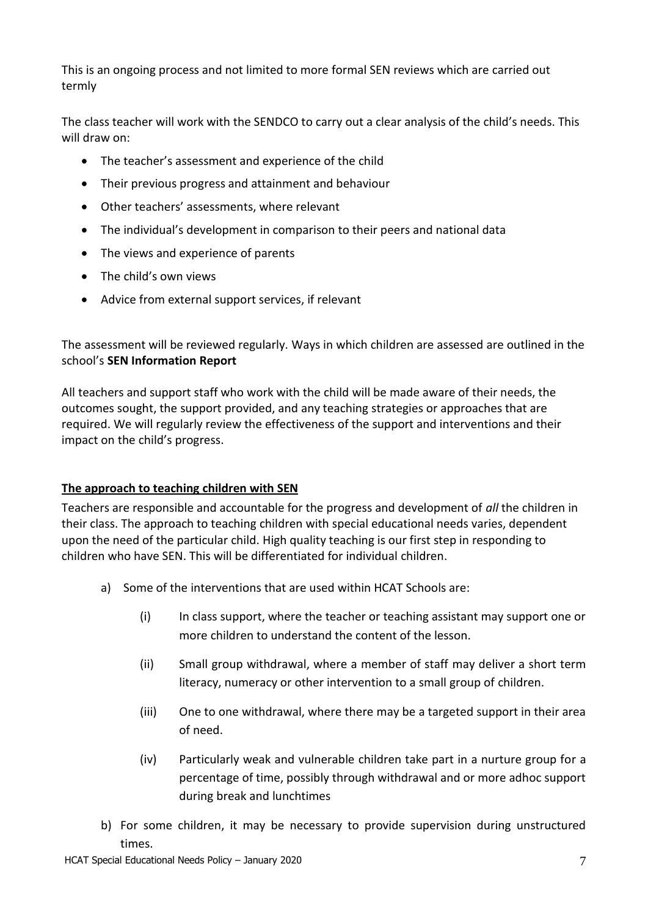This is an ongoing process and not limited to more formal SEN reviews which are carried out termly

The class teacher will work with the SENDCO to carry out a clear analysis of the child's needs. This will draw on:

- The teacher's assessment and experience of the child
- Their previous progress and attainment and behaviour
- Other teachers' assessments, where relevant
- The individual's development in comparison to their peers and national data
- The views and experience of parents
- The child's own views
- Advice from external support services, if relevant

The assessment will be reviewed regularly. Ways in which children are assessed are outlined in the school's **SEN Information Report**

All teachers and support staff who work with the child will be made aware of their needs, the outcomes sought, the support provided, and any teaching strategies or approaches that are required. We will regularly review the effectiveness of the support and interventions and their impact on the child's progress.

**The approach to teaching children with SEN**

Teachers are responsible and accountable for the progress and development of *all* the children in their class. The approach to teaching children with special educational needs varies, dependent upon the need of the particular child. High quality teaching is our first step in responding to children who have SEN. This will be differentiated for individual children.

a) Some of the interventions that are used within HCAT Schools are:

   (i) In class support, where the teacher or teaching assistant may support one or more children to understand the content of the lesson.

   (ii) Small group withdrawal, where a member of staff may deliver a short term literacy, numeracy or other intervention to a small group of children.

   (iii) One to one withdrawal, where there may be a targeted support in their area of need.

   (iv) Particularly weak and vulnerable children take part in a nurture group for a percentage of time, possibly through withdrawal and or more adhoc support during break and lunchtimes

b) For some children, it may be necessary to provide supervision during unstructured times.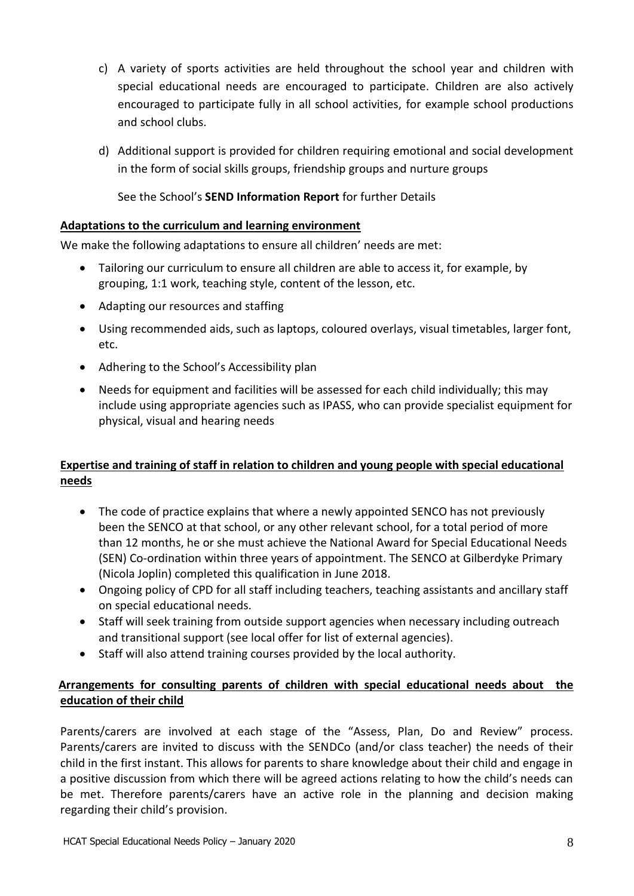c) A variety of sports activities are held throughout the school year and children with special educational needs are encouraged to participate. Children are also actively encouraged to participate fully in all school activities, for example school productions and school clubs.

d) Additional support is provided for children requiring emotional and social development in the form of social skills groups, friendship groups and nurture groups

   See the School's **SEND Information Report** for further Details

**Adaptations to the curriculum and learning environment**

We make the following adaptations to ensure all children' needs are met:

- Tailoring our curriculum to ensure all children are able to access it, for example, by grouping, 1:1 work, teaching style, content of the lesson, etc.
- Adapting our resources and staffing
- Using recommended aids, such as laptops, coloured overlays, visual timetables, larger font, etc.
- Adhering to the School's Accessibility plan
- Needs for equipment and facilities will be assessed for each child individually; this may include using appropriate agencies such as IPASS, who can provide specialist equipment for physical, visual and hearing needs

**Expertise and training of staff in relation to children and young people with special educational needs**

- The code of practice explains that where a newly appointed SENCO has not previously been the SENCO at that school, or any other relevant school, for a total period of more than 12 months, he or she must achieve the National Award for Special Educational Needs (SEN) Co-ordination within three years of appointment. The SENCO at Gilberdyke Primary (Nicola Joplin) completed this qualification in June 2018.
- Ongoing policy of CPD for all staff including teachers, teaching assistants and ancillary staff on special educational needs.
- Staff will seek training from outside support agencies when necessary including outreach and transitional support (see local offer for list of external agencies).
- Staff will also attend training courses provided by the local authority.

**Arrangements for consulting parents of children with special educational needs about the education of their child**

Parents/carers are involved at each stage of the "Assess, Plan, Do and Review" process. Parents/carers are invited to discuss with the SENDCo (and/or class teacher) the needs of their child in the first instant. This allows for parents to share knowledge about their child and engage in a positive discussion from which there will be agreed actions relating to how the child's needs can be met. Therefore parents/carers have an active role in the planning and decision making regarding their child's provision.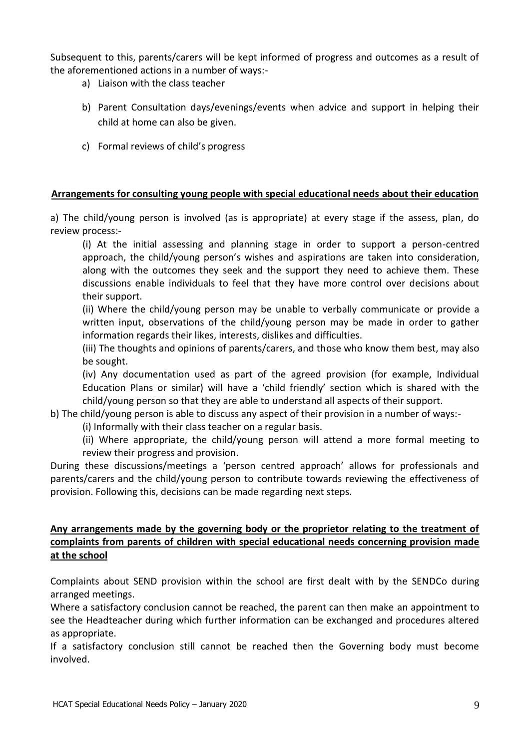Subsequent to this, parents/carers will be kept informed of progress and outcomes as a result of the aforementioned actions in a number of ways:-

a) Liaison with the class teacher

b) Parent Consultation days/evenings/events when advice and support in helping their child at home can also be given.

c) Formal reviews of child's progress

**Arrangements for consulting young people with special educational needs about their education**

a) The child/young person is involved (as is appropriate) at every stage if the assess, plan, do review process:-

(i) At the initial assessing and planning stage in order to support a person-centred approach, the child/young person's wishes and aspirations are taken into consideration, along with the outcomes they seek and the support they need to achieve them. These discussions enable individuals to feel that they have more control over decisions about their support.

(ii) Where the child/young person may be unable to verbally communicate or provide a written input, observations of the child/young person may be made in order to gather information regards their likes, interests, dislikes and difficulties.

(iii) The thoughts and opinions of parents/carers, and those who know them best, may also be sought.

(iv) Any documentation used as part of the agreed provision (for example, Individual Education Plans or similar) will have a 'child friendly' section which is shared with the child/young person so that they are able to understand all aspects of their support.

b) The child/young person is able to discuss any aspect of their provision in a number of ways:-

(i) Informally with their class teacher on a regular basis.

(ii) Where appropriate, the child/young person will attend a more formal meeting to review their progress and provision.

During these discussions/meetings a 'person centred approach' allows for professionals and parents/carers and the child/young person to contribute towards reviewing the effectiveness of provision. Following this, decisions can be made regarding next steps.

**Any arrangements made by the governing body or the proprietor relating to the treatment of complaints from parents of children with special educational needs concerning provision made at the school**

Complaints about SEND provision within the school are first dealt with by the SENDCo during arranged meetings.

Where a satisfactory conclusion cannot be reached, the parent can then make an appointment to see the Headteacher during which further information can be exchanged and procedures altered as appropriate.

If a satisfactory conclusion still cannot be reached then the Governing body must become involved.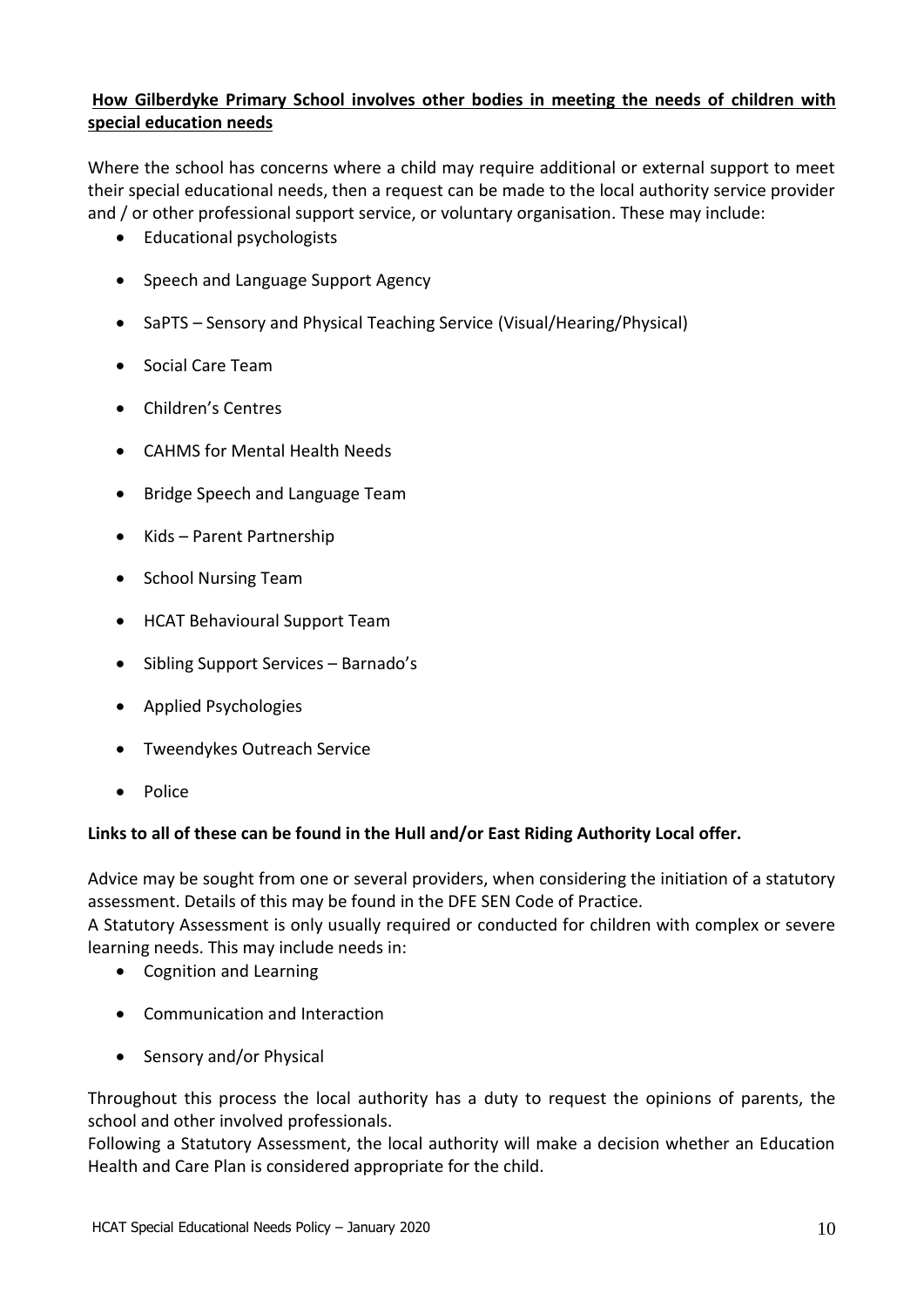**How Gilberdyke Primary School involves other bodies in meeting the needs of children with special education needs**

Where the school has concerns where a child may require additional or external support to meet their special educational needs, then a request can be made to the local authority service provider and / or other professional support service, or voluntary organisation. These may include:

- Educational psychologists
- Speech and Language Support Agency
- SaPTS – Sensory and Physical Teaching Service (Visual/Hearing/Physical)
- Social Care Team
- Children's Centres
- CAHMS for Mental Health Needs
- Bridge Speech and Language Team
- Kids – Parent Partnership
- School Nursing Team
- HCAT Behavioural Support Team
- Sibling Support Services – Barnado's
- Applied Psychologies
- Tweendykes Outreach Service
- Police

**Links to all of these can be found in the Hull and/or East Riding Authority Local offer.**

Advice may be sought from one or several providers, when considering the initiation of a statutory assessment. Details of this may be found in the DFE SEN Code of Practice.

A Statutory Assessment is only usually required or conducted for children with complex or severe learning needs. This may include needs in:

- Cognition and Learning
- Communication and Interaction
- Sensory and/or Physical

Throughout this process the local authority has a duty to request the opinions of parents, the school and other involved professionals.

Following a Statutory Assessment, the local authority will make a decision whether an Education Health and Care Plan is considered appropriate for the child.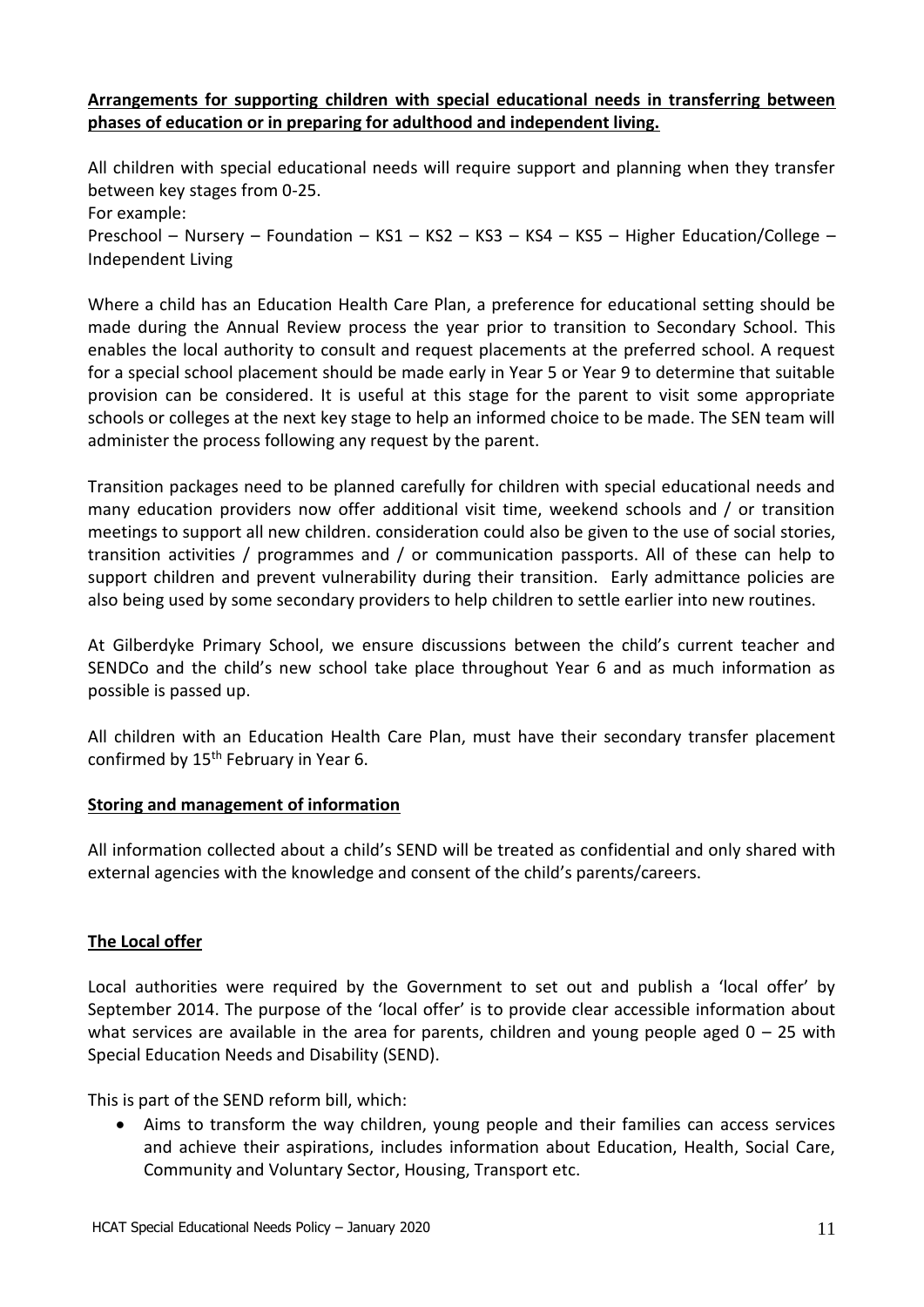**Arrangements for supporting children with special educational needs in transferring between phases of education or in preparing for adulthood and independent living.**

All children with special educational needs will require support and planning when they transfer between key stages from 0-25.

For example:

Preschool – Nursery – Foundation – KS1 – KS2 – KS3 – KS4 – KS5 – Higher Education/College – Independent Living

Where a child has an Education Health Care Plan, a preference for educational setting should be made during the Annual Review process the year prior to transition to Secondary School. This enables the local authority to consult and request placements at the preferred school. A request for a special school placement should be made early in Year 5 or Year 9 to determine that suitable provision can be considered. It is useful at this stage for the parent to visit some appropriate schools or colleges at the next key stage to help an informed choice to be made. The SEN team will administer the process following any request by the parent.

Transition packages need to be planned carefully for children with special educational needs and many education providers now offer additional visit time, weekend schools and / or transition meetings to support all new children. consideration could also be given to the use of social stories, transition activities / programmes and / or communication passports. All of these can help to support children and prevent vulnerability during their transition. Early admittance policies are also being used by some secondary providers to help children to settle earlier into new routines.

At Gilberdyke Primary School, we ensure discussions between the child's current teacher and SENDCo and the child's new school take place throughout Year 6 and as much information as possible is passed up.

All children with an Education Health Care Plan, must have their secondary transfer placement confirmed by 15th February in Year 6.

**Storing and management of information**

All information collected about a child's SEND will be treated as confidential and only shared with external agencies with the knowledge and consent of the child's parents/careers.

**The Local offer**

Local authorities were required by the Government to set out and publish a 'local offer' by September 2014. The purpose of the 'local offer' is to provide clear accessible information about what services are available in the area for parents, children and young people aged 0 – 25 with Special Education Needs and Disability (SEND).

This is part of the SEND reform bill, which:

- Aims to transform the way children, young people and their families can access services and achieve their aspirations, includes information about Education, Health, Social Care, Community and Voluntary Sector, Housing, Transport etc.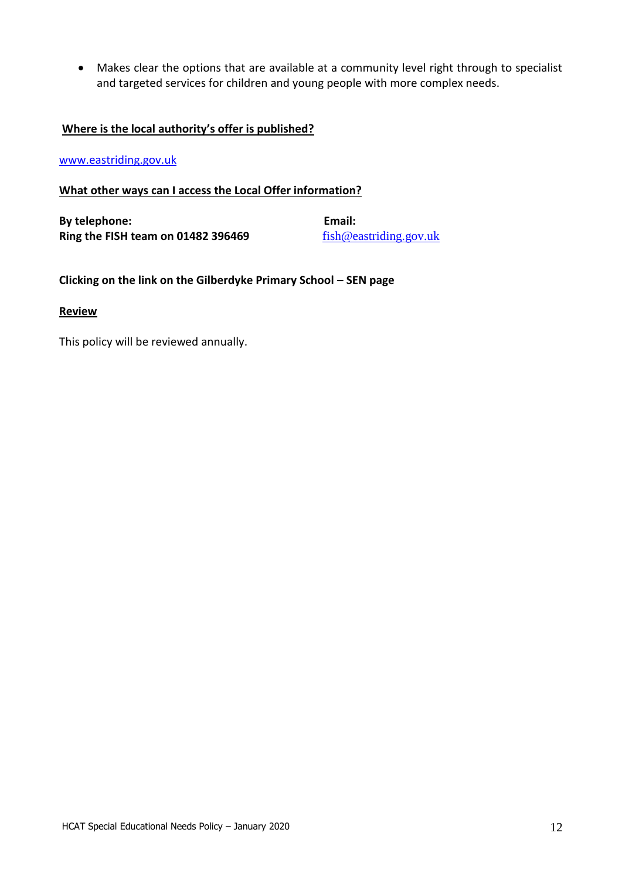- Makes clear the options that are available at a community level right through to specialist and targeted services for children and young people with more complex needs.

**Where is the local authority's offer is published?**

www.eastriding.gov.uk

**What other ways can I access the Local Offer information?**

**By telephone:**
**Ring the FISH team on 01482 396469**

**Email:**
fish@eastriding.gov.uk

**Clicking on the link on the Gilberdyke Primary School – SEN page**

**Review**

This policy will be reviewed annually.